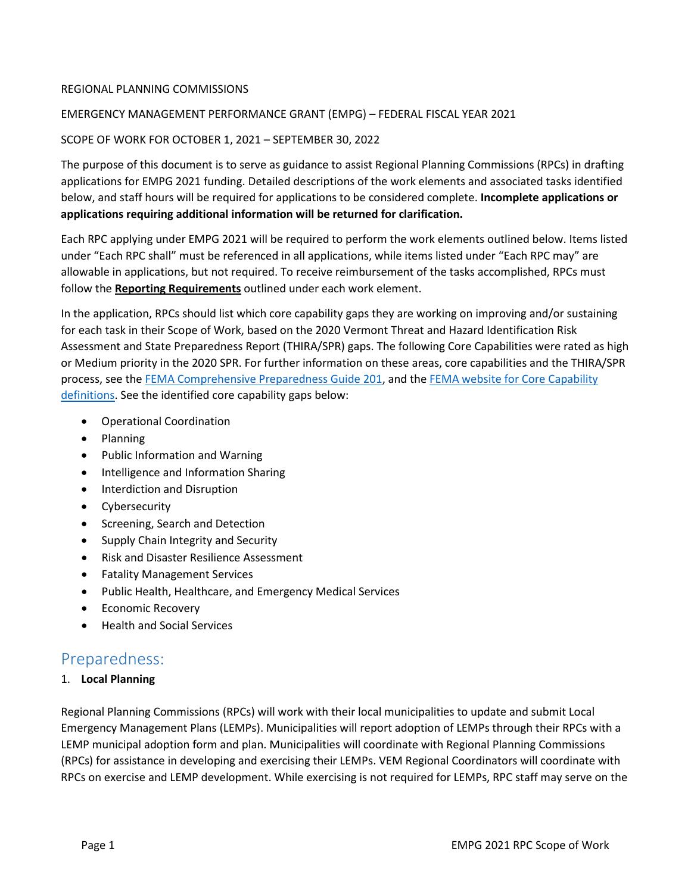REGIONAL PLANNING COMMISSIONS

EMERGENCY MANAGEMENT PERFORMANCE GRANT (EMPG) – FEDERAL FISCAL YEAR 2021

SCOPE OF WORK FOR OCTOBER 1, 2021 – SEPTEMBER 30, 2022

The purpose of this document is to serve as guidance to assist Regional Planning Commissions (RPCs) in drafting applications for EMPG 2021 funding. Detailed descriptions of the work elements and associated tasks identified below, and staff hours will be required for applications to be considered complete. **Incomplete applications or applications requiring additional information will be returned for clarification.**

Each RPC applying under EMPG 2021 will be required to perform the work elements outlined below. Items listed under "Each RPC shall" must be referenced in all applications, while items listed under "Each RPC may" are allowable in applications, but not required. To receive reimbursement of the tasks accomplished, RPCs must follow the **Reporting Requirements** outlined under each work element.

In the application, RPCs should list which core capability gaps they are working on improving and/or sustaining for each task in their Scope of Work, based on the 2020 Vermont Threat and Hazard Identification Risk Assessment and State Preparedness Report (THIRA/SPR) gaps. The following Core Capabilities were rated as high or Medium priority in the 2020 SPR. For further information on these areas, core capabilities and the THIRA/SPR process, see the FEMA Comprehensive Preparedness Guide 201, and the FEMA website for Core Capability definitions. See the identified core capability gaps below:

- Operational Coordination
- Planning
- Public Information and Warning
- Intelligence and Information Sharing
- Interdiction and Disruption
- Cybersecurity
- Screening, Search and Detection
- Supply Chain Integrity and Security
- Risk and Disaster Resilience Assessment
- Fatality Management Services
- Public Health, Healthcare, and Emergency Medical Services
- Economic Recovery
- Health and Social Services

## Preparedness:

1. **Local Planning**

Regional Planning Commissions (RPCs) will work with their local municipalities to update and submit Local Emergency Management Plans (LEMPs). Municipalities will report adoption of LEMPs through their RPCs with a LEMP municipal adoption form and plan. Municipalities will coordinate with Regional Planning Commissions (RPCs) for assistance in developing and exercising their LEMPs. VEM Regional Coordinators will coordinate with RPCs on exercise and LEMP development. While exercising is not required for LEMPs, RPC staff may serve on the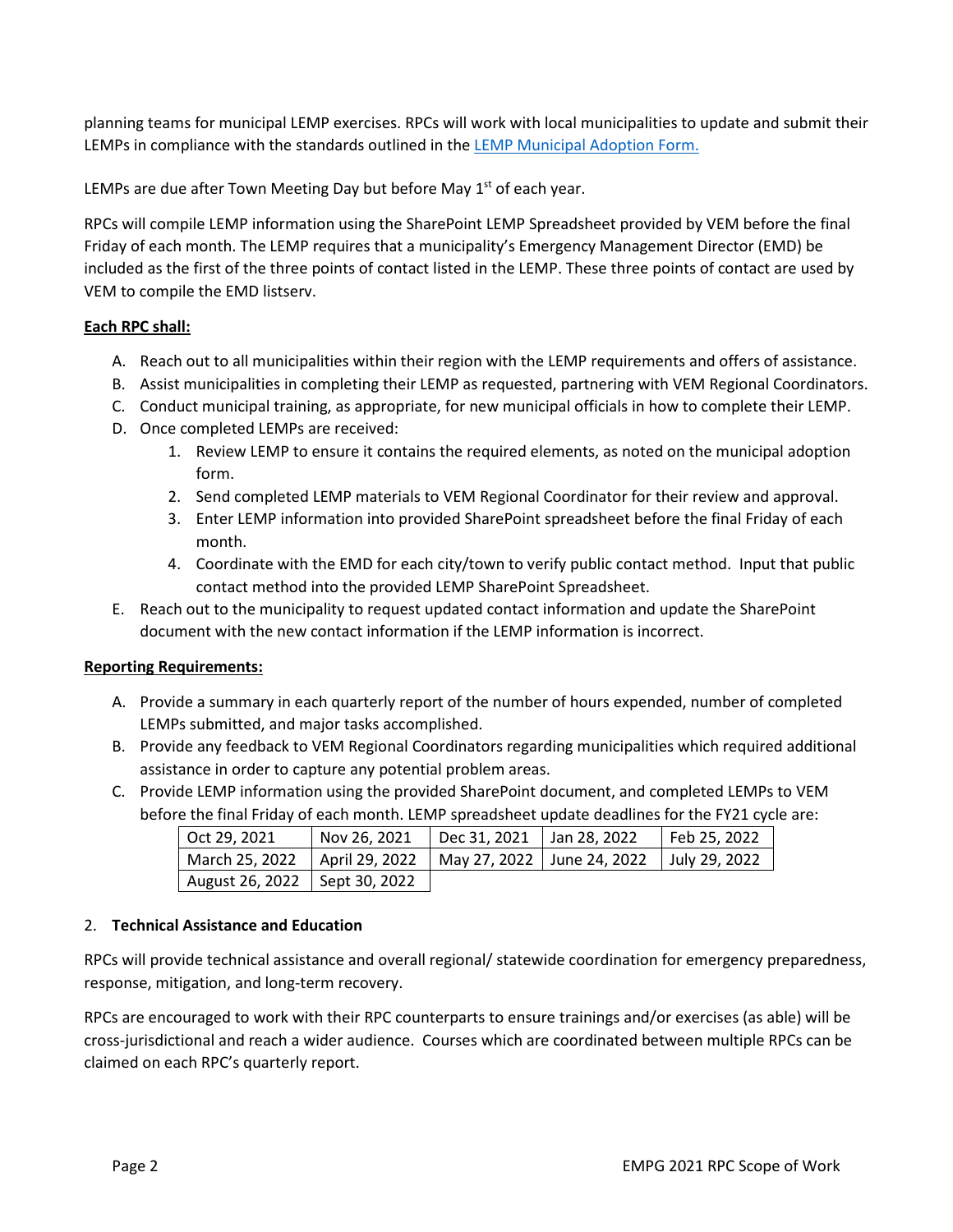planning teams for municipal LEMP exercises. RPCs will work with local municipalities to update and submit their LEMPs in compliance with the standards outlined in the [LEMP Municipal Adoption Form.]

LEMPs are due after Town Meeting Day but before May 1st of each year.

RPCs will compile LEMP information using the SharePoint LEMP Spreadsheet provided by VEM before the final Friday of each month. The LEMP requires that a municipality's Emergency Management Director (EMD) be included as the first of the three points of contact listed in the LEMP. These three points of contact are used by VEM to compile the EMD listserv.

**Each RPC shall:**

A. Reach out to all municipalities within their region with the LEMP requirements and offers of assistance.
B. Assist municipalities in completing their LEMP as requested, partnering with VEM Regional Coordinators.
C. Conduct municipal training, as appropriate, for new municipal officials in how to complete their LEMP.
D. Once completed LEMPs are received:
   1. Review LEMP to ensure it contains the required elements, as noted on the municipal adoption form.
   2. Send completed LEMP materials to VEM Regional Coordinator for their review and approval.
   3. Enter LEMP information into provided SharePoint spreadsheet before the final Friday of each month.
   4. Coordinate with the EMD for each city/town to verify public contact method. Input that public contact method into the provided LEMP SharePoint Spreadsheet.
E. Reach out to the municipality to request updated contact information and update the SharePoint document with the new contact information if the LEMP information is incorrect.

**Reporting Requirements:**

A. Provide a summary in each quarterly report of the number of hours expended, number of completed LEMPs submitted, and major tasks accomplished.
B. Provide any feedback to VEM Regional Coordinators regarding municipalities which required additional assistance in order to capture any potential problem areas.
C. Provide LEMP information using the provided SharePoint document, and completed LEMPs to VEM before the final Friday of each month. LEMP spreadsheet update deadlines for the FY21 cycle are:

| Oct 29, 2021 | Nov 26, 2021 | Dec 31, 2021 | Jan 28, 2022 | Feb 25, 2022 |
|---|---|---|---|---|
| March 25, 2022 | April 29, 2022 | May 27, 2022 | June 24, 2022 | July 29, 2022 |
| August 26, 2022 | Sept 30, 2022 | | | |

2. **Technical Assistance and Education**

RPCs will provide technical assistance and overall regional/ statewide coordination for emergency preparedness, response, mitigation, and long-term recovery.

RPCs are encouraged to work with their RPC counterparts to ensure trainings and/or exercises (as able) will be cross-jurisdictional and reach a wider audience. Courses which are coordinated between multiple RPCs can be claimed on each RPC's quarterly report.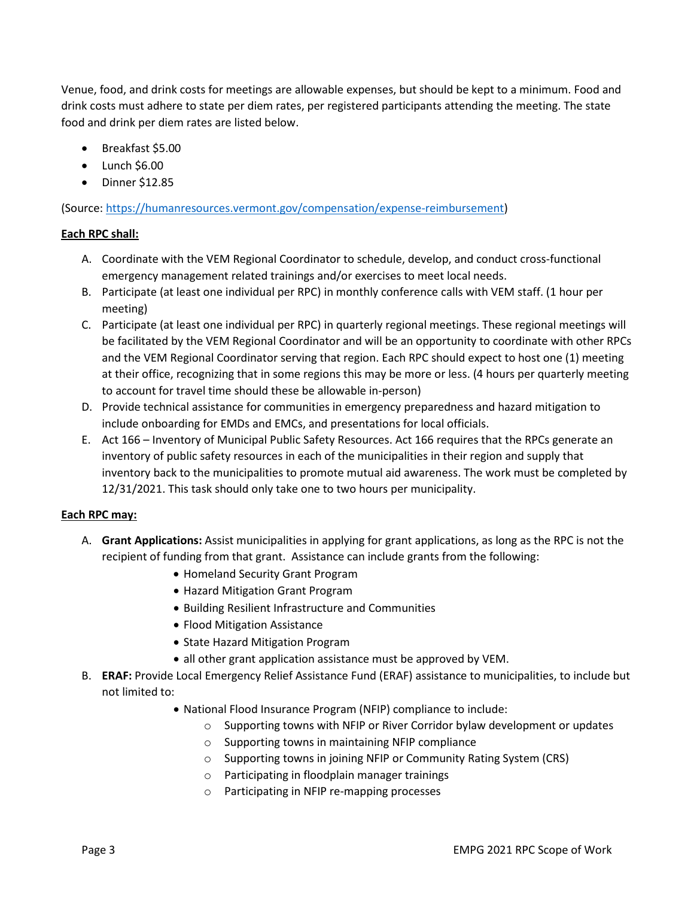Venue, food, and drink costs for meetings are allowable expenses, but should be kept to a minimum. Food and drink costs must adhere to state per diem rates, per registered participants attending the meeting. The state food and drink per diem rates are listed below.

- Breakfast $5.00
- Lunch $6.00
- Dinner $12.85

(Source: [https://humanresources.vermont.gov/compensation/expense-reimbursement](https://humanresources.vermont.gov/compensation/expense-reimbursement))

**Each RPC shall:**

A. Coordinate with the VEM Regional Coordinator to schedule, develop, and conduct cross-functional emergency management related trainings and/or exercises to meet local needs.
B. Participate (at least one individual per RPC) in monthly conference calls with VEM staff. (1 hour per meeting)
C. Participate (at least one individual per RPC) in quarterly regional meetings. These regional meetings will be facilitated by the VEM Regional Coordinator and will be an opportunity to coordinate with other RPCs and the VEM Regional Coordinator serving that region. Each RPC should expect to host one (1) meeting at their office, recognizing that in some regions this may be more or less. (4 hours per quarterly meeting to account for travel time should these be allowable in-person)
D. Provide technical assistance for communities in emergency preparedness and hazard mitigation to include onboarding for EMDs and EMCs, and presentations for local officials.
E. Act 166 – Inventory of Municipal Public Safety Resources. Act 166 requires that the RPCs generate an inventory of public safety resources in each of the municipalities in their region and supply that inventory back to the municipalities to promote mutual aid awareness. The work must be completed by 12/31/2021. This task should only take one to two hours per municipality.

**Each RPC may:**

A. **Grant Applications:** Assist municipalities in applying for grant applications, as long as the RPC is not the recipient of funding from that grant. Assistance can include grants from the following:
    - Homeland Security Grant Program
    - Hazard Mitigation Grant Program
    - Building Resilient Infrastructure and Communities
    - Flood Mitigation Assistance
    - State Hazard Mitigation Program
    - all other grant application assistance must be approved by VEM.
B. **ERAF:** Provide Local Emergency Relief Assistance Fund (ERAF) assistance to municipalities, to include but not limited to:
    - National Flood Insurance Program (NFIP) compliance to include:
        - Supporting towns with NFIP or River Corridor bylaw development or updates
        - Supporting towns in maintaining NFIP compliance
        - Supporting towns in joining NFIP or Community Rating System (CRS)
        - Participating in floodplain manager trainings
        - Participating in NFIP re-mapping processes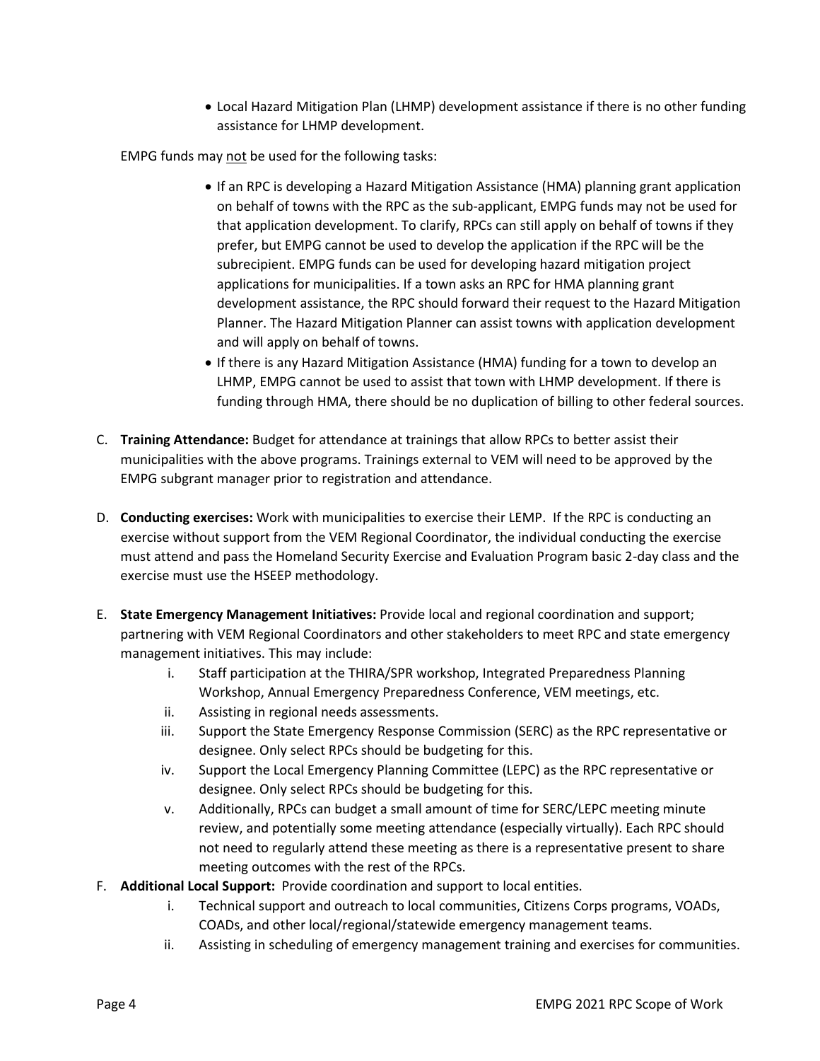- Local Hazard Mitigation Plan (LHMP) development assistance if there is no other funding assistance for LHMP development.

EMPG funds may not be used for the following tasks:

- If an RPC is developing a Hazard Mitigation Assistance (HMA) planning grant application on behalf of towns with the RPC as the sub-applicant, EMPG funds may not be used for that application development. To clarify, RPCs can still apply on behalf of towns if they prefer, but EMPG cannot be used to develop the application if the RPC will be the subrecipient. EMPG funds can be used for developing hazard mitigation project applications for municipalities. If a town asks an RPC for HMA planning grant development assistance, the RPC should forward their request to the Hazard Mitigation Planner. The Hazard Mitigation Planner can assist towns with application development and will apply on behalf of towns.
- If there is any Hazard Mitigation Assistance (HMA) funding for a town to develop an LHMP, EMPG cannot be used to assist that town with LHMP development. If there is funding through HMA, there should be no duplication of billing to other federal sources.

C. **Training Attendance:** Budget for attendance at trainings that allow RPCs to better assist their municipalities with the above programs. Trainings external to VEM will need to be approved by the EMPG subgrant manager prior to registration and attendance.

D. **Conducting exercises:** Work with municipalities to exercise their LEMP. If the RPC is conducting an exercise without support from the VEM Regional Coordinator, the individual conducting the exercise must attend and pass the Homeland Security Exercise and Evaluation Program basic 2-day class and the exercise must use the HSEEP methodology.

E. **State Emergency Management Initiatives:** Provide local and regional coordination and support; partnering with VEM Regional Coordinators and other stakeholders to meet RPC and state emergency management initiatives. This may include:
   i. Staff participation at the THIRA/SPR workshop, Integrated Preparedness Planning Workshop, Annual Emergency Preparedness Conference, VEM meetings, etc.
   ii. Assisting in regional needs assessments.
   iii. Support the State Emergency Response Commission (SERC) as the RPC representative or designee. Only select RPCs should be budgeting for this.
   iv. Support the Local Emergency Planning Committee (LEPC) as the RPC representative or designee. Only select RPCs should be budgeting for this.
   v. Additionally, RPCs can budget a small amount of time for SERC/LEPC meeting minute review, and potentially some meeting attendance (especially virtually). Each RPC should not need to regularly attend these meeting as there is a representative present to share meeting outcomes with the rest of the RPCs.

F. **Additional Local Support:** Provide coordination and support to local entities.
   i. Technical support and outreach to local communities, Citizens Corps programs, VOADs, COADs, and other local/regional/statewide emergency management teams.
   ii. Assisting in scheduling of emergency management training and exercises for communities.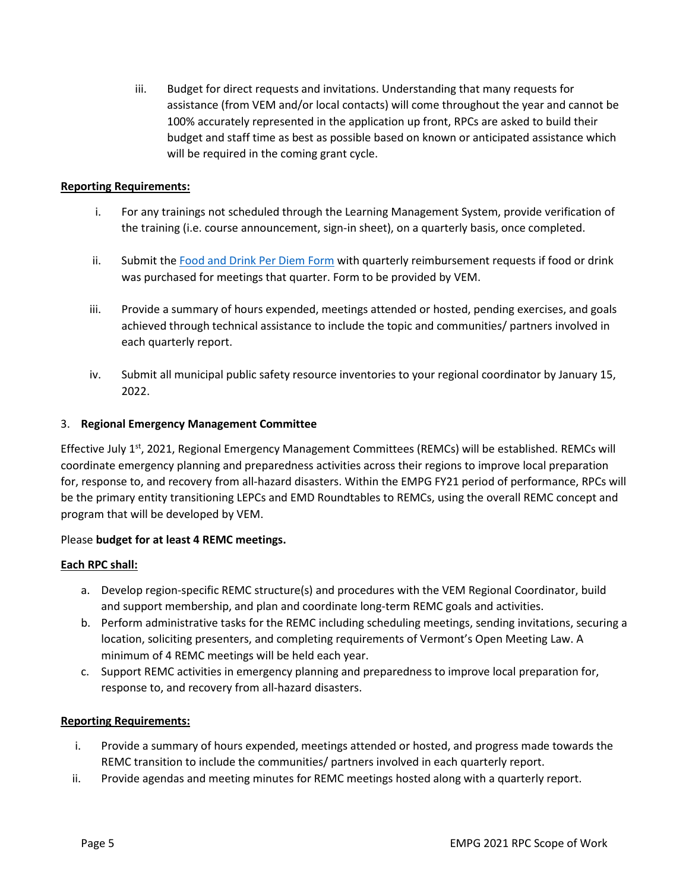iii. Budget for direct requests and invitations. Understanding that many requests for assistance (from VEM and/or local contacts) will come throughout the year and cannot be 100% accurately represented in the application up front, RPCs are asked to build their budget and staff time as best as possible based on known or anticipated assistance which will be required in the coming grant cycle.

**Reporting Requirements:**

i. For any trainings not scheduled through the Learning Management System, provide verification of the training (i.e. course announcement, sign-in sheet), on a quarterly basis, once completed.

ii. Submit the Food and Drink Per Diem Form with quarterly reimbursement requests if food or drink was purchased for meetings that quarter. Form to be provided by VEM.

iii. Provide a summary of hours expended, meetings attended or hosted, pending exercises, and goals achieved through technical assistance to include the topic and communities/ partners involved in each quarterly report.

iv. Submit all municipal public safety resource inventories to your regional coordinator by January 15, 2022.

3. **Regional Emergency Management Committee**

Effective July 1st, 2021, Regional Emergency Management Committees (REMCs) will be established. REMCs will coordinate emergency planning and preparedness activities across their regions to improve local preparation for, response to, and recovery from all-hazard disasters. Within the EMPG FY21 period of performance, RPCs will be the primary entity transitioning LEPCs and EMD Roundtables to REMCs, using the overall REMC concept and program that will be developed by VEM.

Please **budget for at least 4 REMC meetings.**

**Each RPC shall:**

a. Develop region-specific REMC structure(s) and procedures with the VEM Regional Coordinator, build and support membership, and plan and coordinate long-term REMC goals and activities.
b. Perform administrative tasks for the REMC including scheduling meetings, sending invitations, securing a location, soliciting presenters, and completing requirements of Vermont's Open Meeting Law. A minimum of 4 REMC meetings will be held each year.
c. Support REMC activities in emergency planning and preparedness to improve local preparation for, response to, and recovery from all-hazard disasters.

**Reporting Requirements:**

i. Provide a summary of hours expended, meetings attended or hosted, and progress made towards the REMC transition to include the communities/ partners involved in each quarterly report.
ii. Provide agendas and meeting minutes for REMC meetings hosted along with a quarterly report.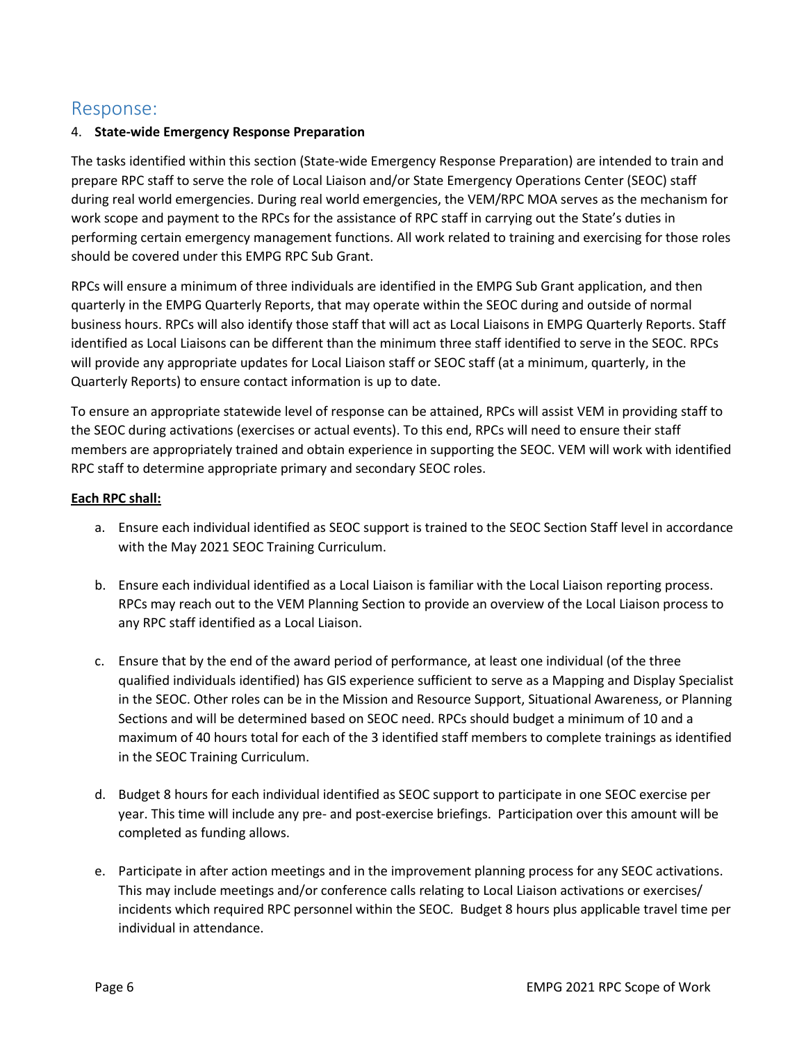## Response:

4. **State-wide Emergency Response Preparation**

The tasks identified within this section (State-wide Emergency Response Preparation) are intended to train and prepare RPC staff to serve the role of Local Liaison and/or State Emergency Operations Center (SEOC) staff during real world emergencies. During real world emergencies, the VEM/RPC MOA serves as the mechanism for work scope and payment to the RPCs for the assistance of RPC staff in carrying out the State's duties in performing certain emergency management functions. All work related to training and exercising for those roles should be covered under this EMPG RPC Sub Grant.

RPCs will ensure a minimum of three individuals are identified in the EMPG Sub Grant application, and then quarterly in the EMPG Quarterly Reports, that may operate within the SEOC during and outside of normal business hours. RPCs will also identify those staff that will act as Local Liaisons in EMPG Quarterly Reports. Staff identified as Local Liaisons can be different than the minimum three staff identified to serve in the SEOC. RPCs will provide any appropriate updates for Local Liaison staff or SEOC staff (at a minimum, quarterly, in the Quarterly Reports) to ensure contact information is up to date.

To ensure an appropriate statewide level of response can be attained, RPCs will assist VEM in providing staff to the SEOC during activations (exercises or actual events). To this end, RPCs will need to ensure their staff members are appropriately trained and obtain experience in supporting the SEOC. VEM will work with identified RPC staff to determine appropriate primary and secondary SEOC roles.

**Each RPC shall:**

a. Ensure each individual identified as SEOC support is trained to the SEOC Section Staff level in accordance with the May 2021 SEOC Training Curriculum.

b. Ensure each individual identified as a Local Liaison is familiar with the Local Liaison reporting process. RPCs may reach out to the VEM Planning Section to provide an overview of the Local Liaison process to any RPC staff identified as a Local Liaison.

c. Ensure that by the end of the award period of performance, at least one individual (of the three qualified individuals identified) has GIS experience sufficient to serve as a Mapping and Display Specialist in the SEOC. Other roles can be in the Mission and Resource Support, Situational Awareness, or Planning Sections and will be determined based on SEOC need. RPCs should budget a minimum of 10 and a maximum of 40 hours total for each of the 3 identified staff members to complete trainings as identified in the SEOC Training Curriculum.

d. Budget 8 hours for each individual identified as SEOC support to participate in one SEOC exercise per year. This time will include any pre- and post-exercise briefings. Participation over this amount will be completed as funding allows.

e. Participate in after action meetings and in the improvement planning process for any SEOC activations. This may include meetings and/or conference calls relating to Local Liaison activations or exercises/ incidents which required RPC personnel within the SEOC. Budget 8 hours plus applicable travel time per individual in attendance.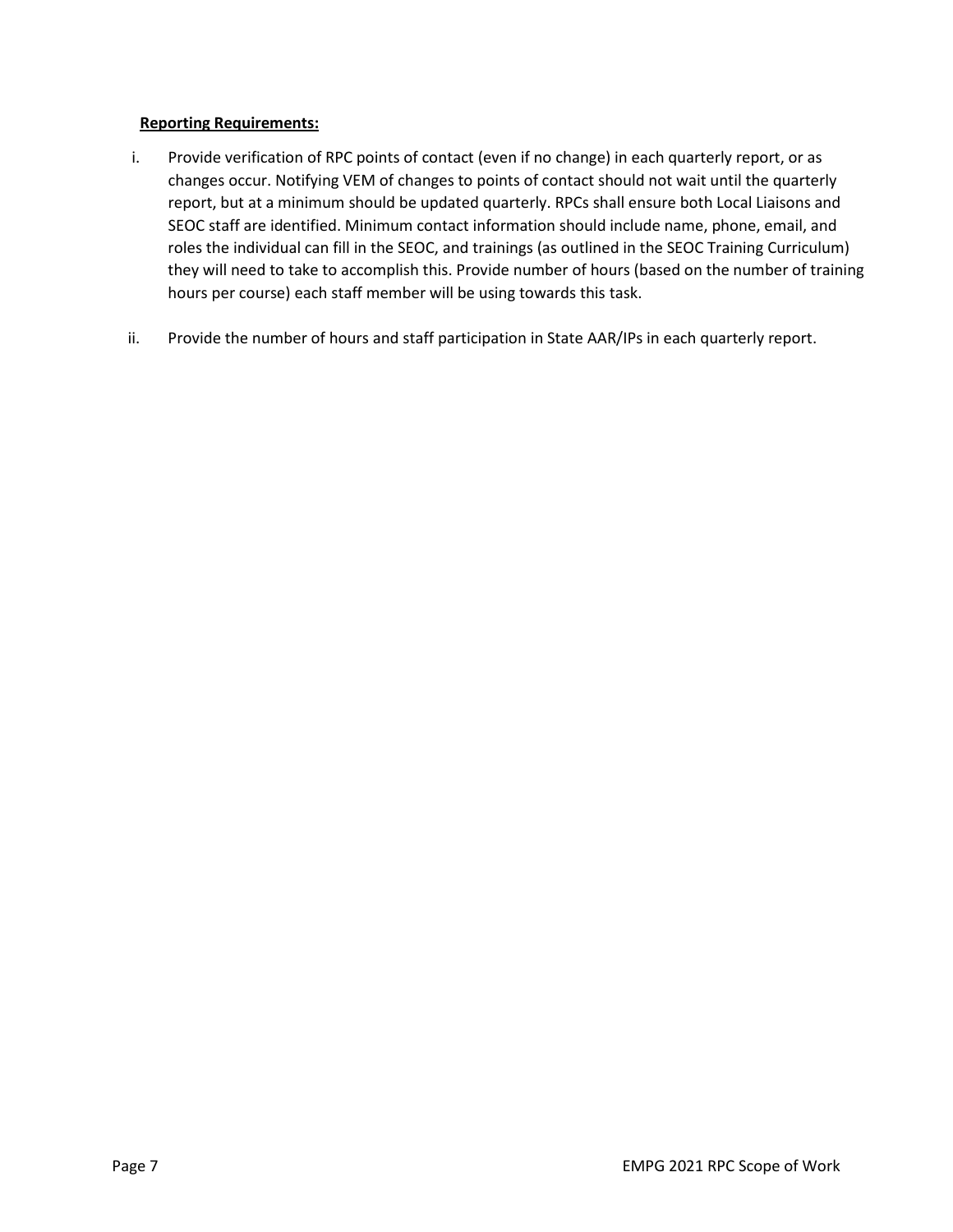**Reporting Requirements:**

i. Provide verification of RPC points of contact (even if no change) in each quarterly report, or as changes occur. Notifying VEM of changes to points of contact should not wait until the quarterly report, but at a minimum should be updated quarterly. RPCs shall ensure both Local Liaisons and SEOC staff are identified. Minimum contact information should include name, phone, email, and roles the individual can fill in the SEOC, and trainings (as outlined in the SEOC Training Curriculum) they will need to take to accomplish this. Provide number of hours (based on the number of training hours per course) each staff member will be using towards this task.

ii. Provide the number of hours and staff participation in State AAR/IPs in each quarterly report.